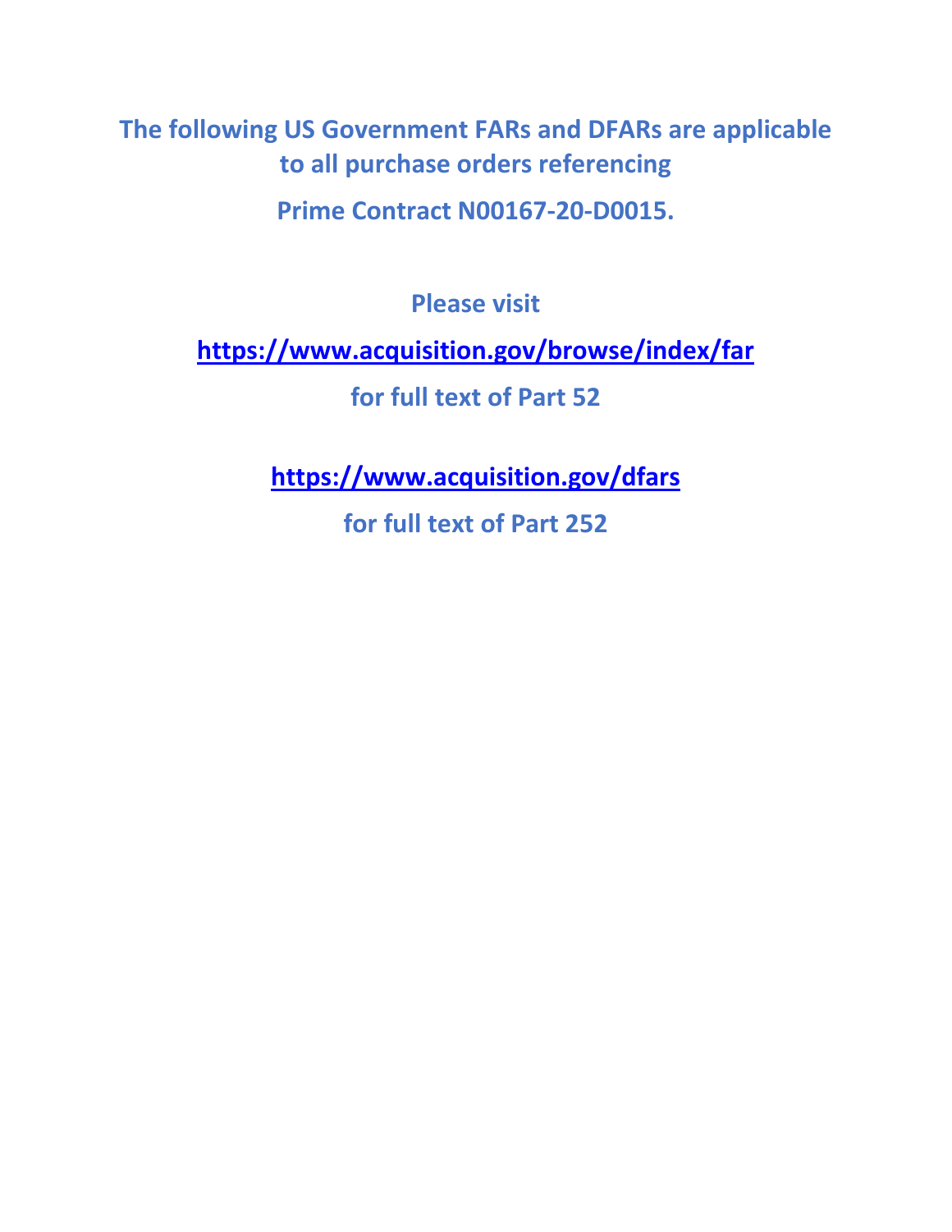**The following US Government FARs and DFARs are applicable to all purchase orders referencing**

**Prime Contract N00167-20-D0015.**

**Please visit**

**https://www.acquisition.gov/browse/index/far**

**for full text of Part 52**

**https://www.acquisition.gov/dfars**

**for full text of Part 252**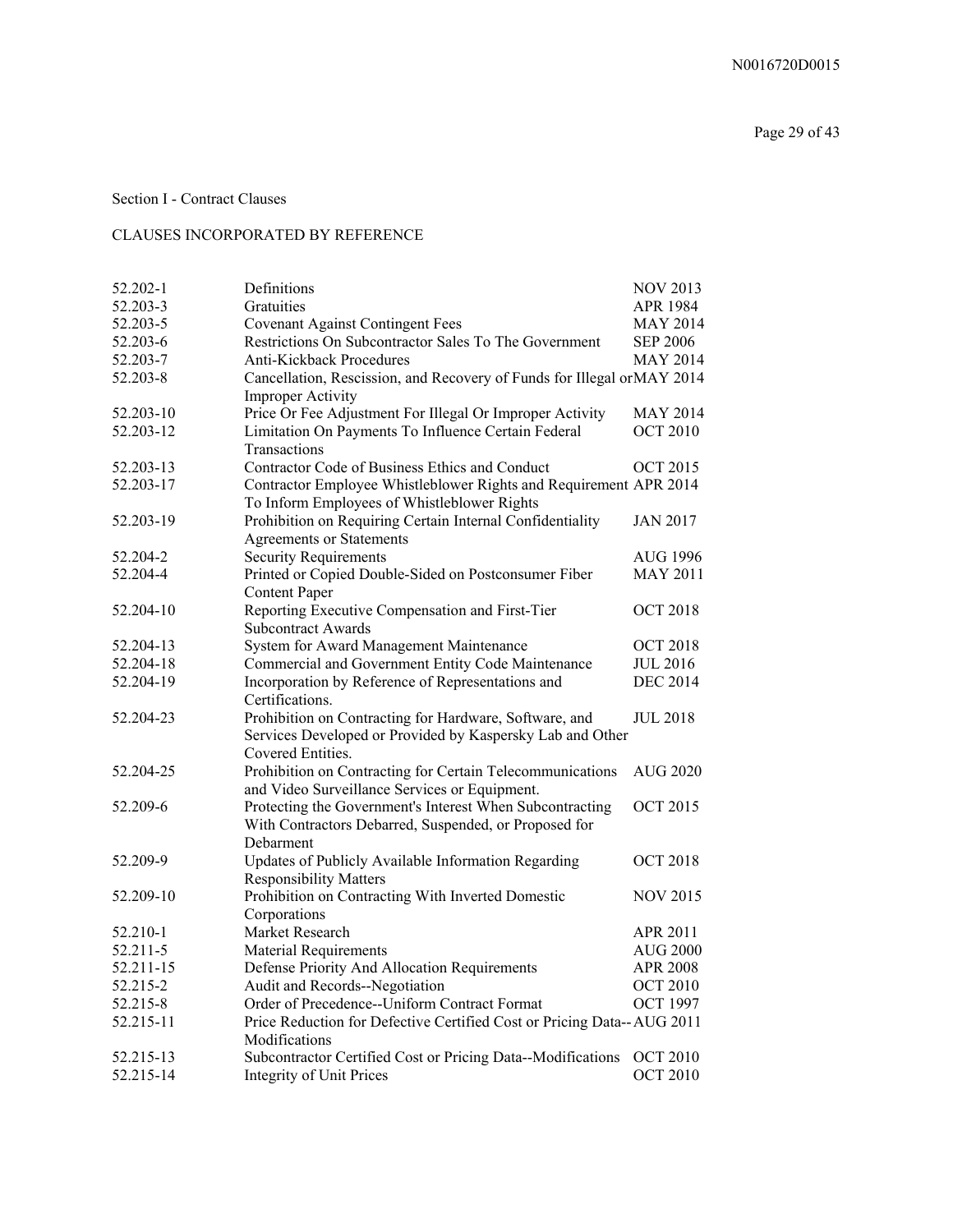## Section I - Contract Clauses

### CLAUSES INCORPORATED BY REFERENCE

| | | |
|---|---|---|
| 52.202-1 | Definitions | NOV 2013 |
| 52.203-3 | Gratuities | APR 1984 |
| 52.203-5 | Covenant Against Contingent Fees | MAY 2014 |
| 52.203-6 | Restrictions On Subcontractor Sales To The Government | SEP 2006 |
| 52.203-7 | Anti-Kickback Procedures | MAY 2014 |
| 52.203-8 | Cancellation, Rescission, and Recovery of Funds for Illegal or Improper Activity | MAY 2014 |
| 52.203-10 | Price Or Fee Adjustment For Illegal Or Improper Activity | MAY 2014 |
| 52.203-12 | Limitation On Payments To Influence Certain Federal Transactions | OCT 2010 |
| 52.203-13 | Contractor Code of Business Ethics and Conduct | OCT 2015 |
| 52.203-17 | Contractor Employee Whistleblower Rights and Requirement To Inform Employees of Whistleblower Rights | APR 2014 |
| 52.203-19 | Prohibition on Requiring Certain Internal Confidentiality Agreements or Statements | JAN 2017 |
| 52.204-2 | Security Requirements | AUG 1996 |
| 52.204-4 | Printed or Copied Double-Sided on Postconsumer Fiber Content Paper | MAY 2011 |
| 52.204-10 | Reporting Executive Compensation and First-Tier Subcontract Awards | OCT 2018 |
| 52.204-13 | System for Award Management Maintenance | OCT 2018 |
| 52.204-18 | Commercial and Government Entity Code Maintenance | JUL 2016 |
| 52.204-19 | Incorporation by Reference of Representations and Certifications. | DEC 2014 |
| 52.204-23 | Prohibition on Contracting for Hardware, Software, and Services Developed or Provided by Kaspersky Lab and Other Covered Entities. | JUL 2018 |
| 52.204-25 | Prohibition on Contracting for Certain Telecommunications and Video Surveillance Services or Equipment. | AUG 2020 |
| 52.209-6 | Protecting the Government's Interest When Subcontracting With Contractors Debarred, Suspended, or Proposed for Debarment | OCT 2015 |
| 52.209-9 | Updates of Publicly Available Information Regarding Responsibility Matters | OCT 2018 |
| 52.209-10 | Prohibition on Contracting With Inverted Domestic Corporations | NOV 2015 |
| 52.210-1 | Market Research | APR 2011 |
| 52.211-5 | Material Requirements | AUG 2000 |
| 52.211-15 | Defense Priority And Allocation Requirements | APR 2008 |
| 52.215-2 | Audit and Records--Negotiation | OCT 2010 |
| 52.215-8 | Order of Precedence--Uniform Contract Format | OCT 1997 |
| 52.215-11 | Price Reduction for Defective Certified Cost or Pricing Data--Modifications | AUG 2011 |
| 52.215-13 | Subcontractor Certified Cost or Pricing Data--Modifications | OCT 2010 |
| 52.215-14 | Integrity of Unit Prices | OCT 2010 |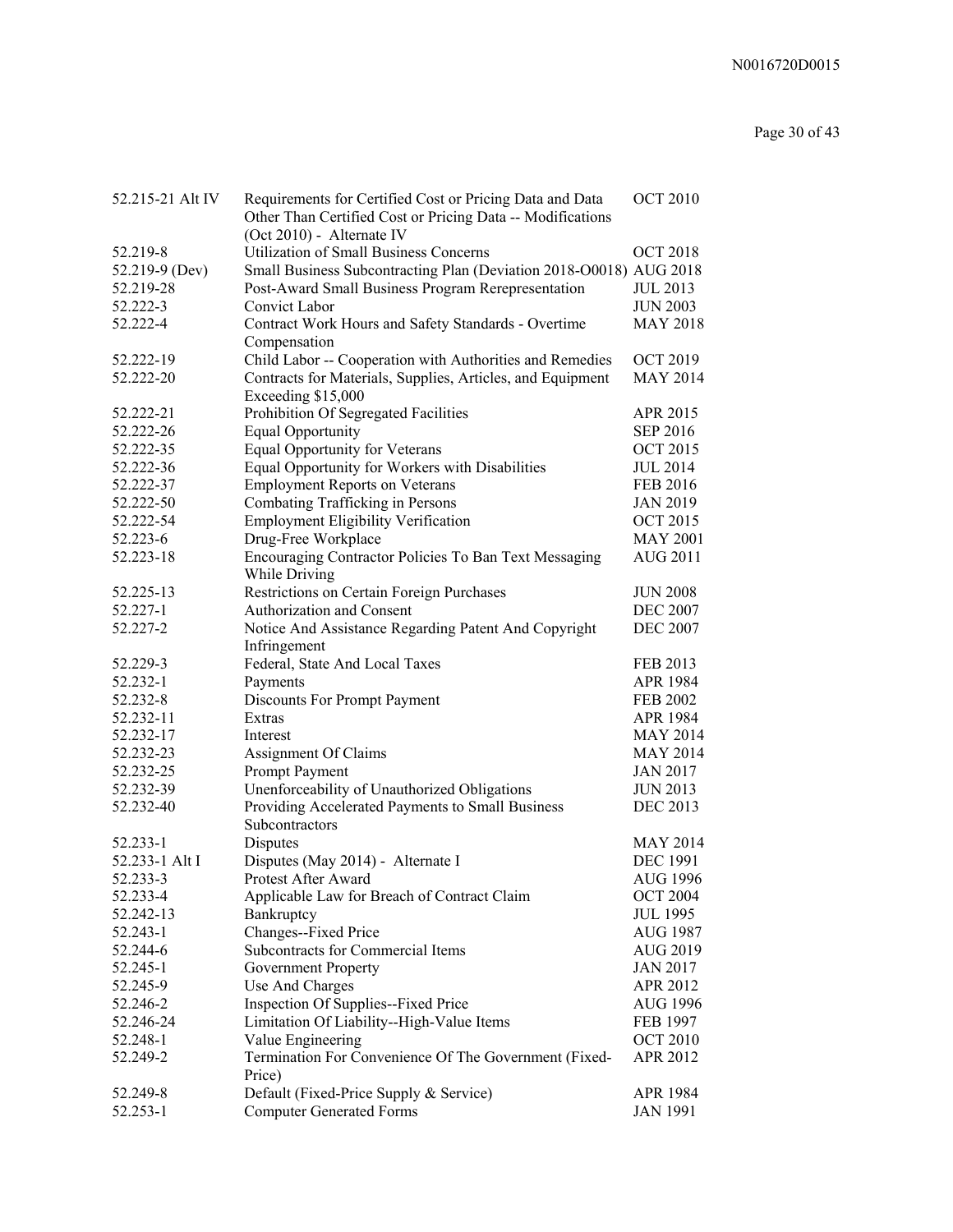| | | |
|---|---|---|
| 52.215-21 Alt IV | Requirements for Certified Cost or Pricing Data and Data Other Than Certified Cost or Pricing Data -- Modifications (Oct 2010) - Alternate IV | OCT 2010 |
| 52.219-8 | Utilization of Small Business Concerns | OCT 2018 |
| 52.219-9 (Dev) | Small Business Subcontracting Plan (Deviation 2018-O0018) | AUG 2018 |
| 52.219-28 | Post-Award Small Business Program Rerepresentation | JUL 2013 |
| 52.222-3 | Convict Labor | JUN 2003 |
| 52.222-4 | Contract Work Hours and Safety Standards - Overtime Compensation | MAY 2018 |
| 52.222-19 | Child Labor -- Cooperation with Authorities and Remedies | OCT 2019 |
| 52.222-20 | Contracts for Materials, Supplies, Articles, and Equipment Exceeding $15,000 | MAY 2014 |
| 52.222-21 | Prohibition Of Segregated Facilities | APR 2015 |
| 52.222-26 | Equal Opportunity | SEP 2016 |
| 52.222-35 | Equal Opportunity for Veterans | OCT 2015 |
| 52.222-36 | Equal Opportunity for Workers with Disabilities | JUL 2014 |
| 52.222-37 | Employment Reports on Veterans | FEB 2016 |
| 52.222-50 | Combating Trafficking in Persons | JAN 2019 |
| 52.222-54 | Employment Eligibility Verification | OCT 2015 |
| 52.223-6 | Drug-Free Workplace | MAY 2001 |
| 52.223-18 | Encouraging Contractor Policies To Ban Text Messaging While Driving | AUG 2011 |
| 52.225-13 | Restrictions on Certain Foreign Purchases | JUN 2008 |
| 52.227-1 | Authorization and Consent | DEC 2007 |
| 52.227-2 | Notice And Assistance Regarding Patent And Copyright Infringement | DEC 2007 |
| 52.229-3 | Federal, State And Local Taxes | FEB 2013 |
| 52.232-1 | Payments | APR 1984 |
| 52.232-8 | Discounts For Prompt Payment | FEB 2002 |
| 52.232-11 | Extras | APR 1984 |
| 52.232-17 | Interest | MAY 2014 |
| 52.232-23 | Assignment Of Claims | MAY 2014 |
| 52.232-25 | Prompt Payment | JAN 2017 |
| 52.232-39 | Unenforceability of Unauthorized Obligations | JUN 2013 |
| 52.232-40 | Providing Accelerated Payments to Small Business Subcontractors | DEC 2013 |
| 52.233-1 | Disputes | MAY 2014 |
| 52.233-1 Alt I | Disputes (May 2014) - Alternate I | DEC 1991 |
| 52.233-3 | Protest After Award | AUG 1996 |
| 52.233-4 | Applicable Law for Breach of Contract Claim | OCT 2004 |
| 52.242-13 | Bankruptcy | JUL 1995 |
| 52.243-1 | Changes--Fixed Price | AUG 1987 |
| 52.244-6 | Subcontracts for Commercial Items | AUG 2019 |
| 52.245-1 | Government Property | JAN 2017 |
| 52.245-9 | Use And Charges | APR 2012 |
| 52.246-2 | Inspection Of Supplies--Fixed Price | AUG 1996 |
| 52.246-24 | Limitation Of Liability--High-Value Items | FEB 1997 |
| 52.248-1 | Value Engineering | OCT 2010 |
| 52.249-2 | Termination For Convenience Of The Government (Fixed-Price) | APR 2012 |
| 52.249-8 | Default (Fixed-Price Supply & Service) | APR 1984 |
| 52.253-1 | Computer Generated Forms | JAN 1991 |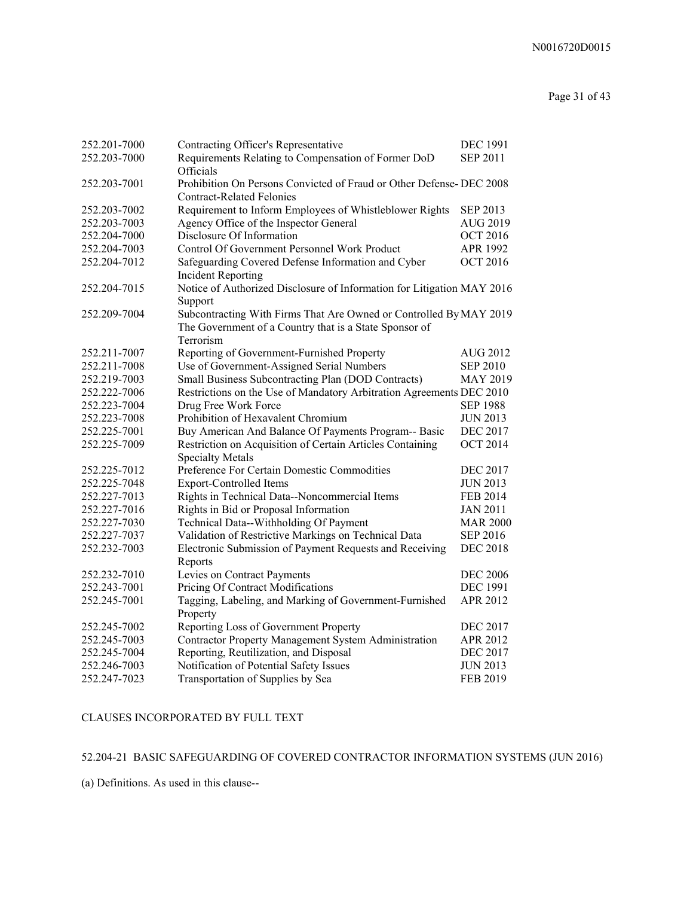| | | |
|---|---|---|
| 252.201-7000 | Contracting Officer's Representative | DEC 1991 |
| 252.203-7000 | Requirements Relating to Compensation of Former DoD Officials | SEP 2011 |
| 252.203-7001 | Prohibition On Persons Convicted of Fraud or Other Defense-Contract-Related Felonies | DEC 2008 |
| 252.203-7002 | Requirement to Inform Employees of Whistleblower Rights | SEP 2013 |
| 252.203-7003 | Agency Office of the Inspector General | AUG 2019 |
| 252.204-7000 | Disclosure Of Information | OCT 2016 |
| 252.204-7003 | Control Of Government Personnel Work Product | APR 1992 |
| 252.204-7012 | Safeguarding Covered Defense Information and Cyber Incident Reporting | OCT 2016 |
| 252.204-7015 | Notice of Authorized Disclosure of Information for Litigation Support | MAY 2016 |
| 252.209-7004 | Subcontracting With Firms That Are Owned or Controlled By The Government of a Country that is a State Sponsor of Terrorism | MAY 2019 |
| 252.211-7007 | Reporting of Government-Furnished Property | AUG 2012 |
| 252.211-7008 | Use of Government-Assigned Serial Numbers | SEP 2010 |
| 252.219-7003 | Small Business Subcontracting Plan (DOD Contracts) | MAY 2019 |
| 252.222-7006 | Restrictions on the Use of Mandatory Arbitration Agreements | DEC 2010 |
| 252.223-7004 | Drug Free Work Force | SEP 1988 |
| 252.223-7008 | Prohibition of Hexavalent Chromium | JUN 2013 |
| 252.225-7001 | Buy American And Balance Of Payments Program-- Basic | DEC 2017 |
| 252.225-7009 | Restriction on Acquisition of Certain Articles Containing Specialty Metals | OCT 2014 |
| 252.225-7012 | Preference For Certain Domestic Commodities | DEC 2017 |
| 252.225-7048 | Export-Controlled Items | JUN 2013 |
| 252.227-7013 | Rights in Technical Data--Noncommercial Items | FEB 2014 |
| 252.227-7016 | Rights in Bid or Proposal Information | JAN 2011 |
| 252.227-7030 | Technical Data--Withholding Of Payment | MAR 2000 |
| 252.227-7037 | Validation of Restrictive Markings on Technical Data | SEP 2016 |
| 252.232-7003 | Electronic Submission of Payment Requests and Receiving Reports | DEC 2018 |
| 252.232-7010 | Levies on Contract Payments | DEC 2006 |
| 252.243-7001 | Pricing Of Contract Modifications | DEC 1991 |
| 252.245-7001 | Tagging, Labeling, and Marking of Government-Furnished Property | APR 2012 |
| 252.245-7002 | Reporting Loss of Government Property | DEC 2017 |
| 252.245-7003 | Contractor Property Management System Administration | APR 2012 |
| 252.245-7004 | Reporting, Reutilization, and Disposal | DEC 2017 |
| 252.246-7003 | Notification of Potential Safety Issues | JUN 2013 |
| 252.247-7023 | Transportation of Supplies by Sea | FEB 2019 |

CLAUSES INCORPORATED BY FULL TEXT

52.204-21 BASIC SAFEGUARDING OF COVERED CONTRACTOR INFORMATION SYSTEMS (JUN 2016)

(a) Definitions. As used in this clause--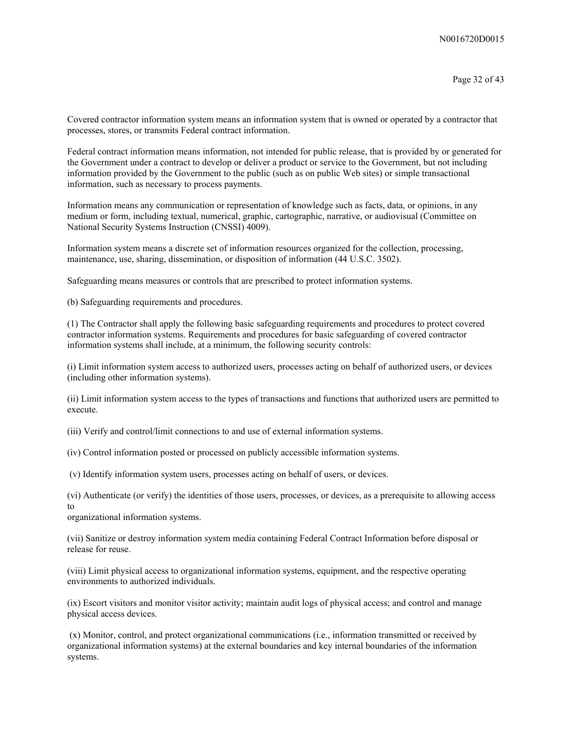Covered contractor information system means an information system that is owned or operated by a contractor that processes, stores, or transmits Federal contract information.

Federal contract information means information, not intended for public release, that is provided by or generated for the Government under a contract to develop or deliver a product or service to the Government, but not including information provided by the Government to the public (such as on public Web sites) or simple transactional information, such as necessary to process payments.

Information means any communication or representation of knowledge such as facts, data, or opinions, in any medium or form, including textual, numerical, graphic, cartographic, narrative, or audiovisual (Committee on National Security Systems Instruction (CNSSI) 4009).

Information system means a discrete set of information resources organized for the collection, processing, maintenance, use, sharing, dissemination, or disposition of information (44 U.S.C. 3502).

Safeguarding means measures or controls that are prescribed to protect information systems.

(b) Safeguarding requirements and procedures.

(1) The Contractor shall apply the following basic safeguarding requirements and procedures to protect covered contractor information systems. Requirements and procedures for basic safeguarding of covered contractor information systems shall include, at a minimum, the following security controls:

(i) Limit information system access to authorized users, processes acting on behalf of authorized users, or devices (including other information systems).

(ii) Limit information system access to the types of transactions and functions that authorized users are permitted to execute.

(iii) Verify and control/limit connections to and use of external information systems.

(iv) Control information posted or processed on publicly accessible information systems.

(v) Identify information system users, processes acting on behalf of users, or devices.

(vi) Authenticate (or verify) the identities of those users, processes, or devices, as a prerequisite to allowing access to
organizational information systems.

(vii) Sanitize or destroy information system media containing Federal Contract Information before disposal or release for reuse.

(viii) Limit physical access to organizational information systems, equipment, and the respective operating environments to authorized individuals.

(ix) Escort visitors and monitor visitor activity; maintain audit logs of physical access; and control and manage physical access devices.

(x) Monitor, control, and protect organizational communications (i.e., information transmitted or received by organizational information systems) at the external boundaries and key internal boundaries of the information systems.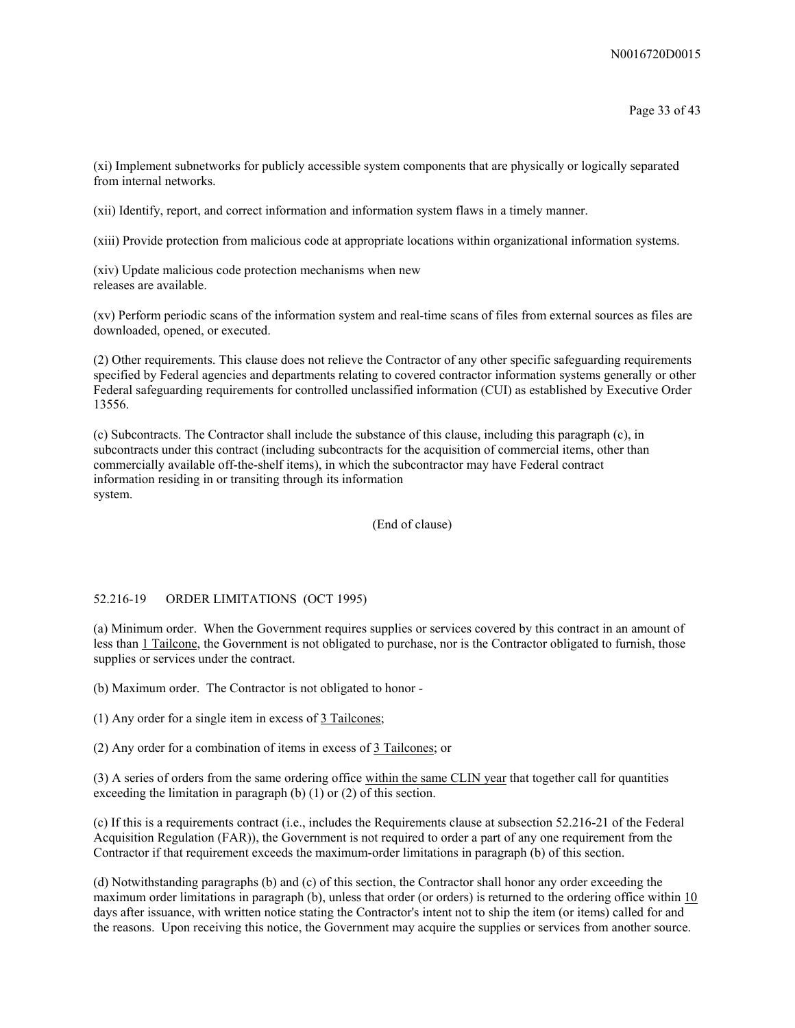(xi) Implement subnetworks for publicly accessible system components that are physically or logically separated from internal networks.

(xii) Identify, report, and correct information and information system flaws in a timely manner.

(xiii) Provide protection from malicious code at appropriate locations within organizational information systems.

(xiv) Update malicious code protection mechanisms when new releases are available.

(xv) Perform periodic scans of the information system and real-time scans of files from external sources as files are downloaded, opened, or executed.

(2) Other requirements. This clause does not relieve the Contractor of any other specific safeguarding requirements specified by Federal agencies and departments relating to covered contractor information systems generally or other Federal safeguarding requirements for controlled unclassified information (CUI) as established by Executive Order 13556.

(c) Subcontracts. The Contractor shall include the substance of this clause, including this paragraph (c), in subcontracts under this contract (including subcontracts for the acquisition of commercial items, other than commercially available off-the-shelf items), in which the subcontractor may have Federal contract information residing in or transiting through its information system.

(End of clause)

52.216-19 ORDER LIMITATIONS (OCT 1995)

(a) Minimum order. When the Government requires supplies or services covered by this contract in an amount of less than 1 Tailcone, the Government is not obligated to purchase, nor is the Contractor obligated to furnish, those supplies or services under the contract.

(b) Maximum order. The Contractor is not obligated to honor -

(1) Any order for a single item in excess of 3 Tailcones;

(2) Any order for a combination of items in excess of 3 Tailcones; or

(3) A series of orders from the same ordering office within the same CLIN year that together call for quantities exceeding the limitation in paragraph (b) (1) or (2) of this section.

(c) If this is a requirements contract (i.e., includes the Requirements clause at subsection 52.216-21 of the Federal Acquisition Regulation (FAR)), the Government is not required to order a part of any one requirement from the Contractor if that requirement exceeds the maximum-order limitations in paragraph (b) of this section.

(d) Notwithstanding paragraphs (b) and (c) of this section, the Contractor shall honor any order exceeding the maximum order limitations in paragraph (b), unless that order (or orders) is returned to the ordering office within 10 days after issuance, with written notice stating the Contractor's intent not to ship the item (or items) called for and the reasons. Upon receiving this notice, the Government may acquire the supplies or services from another source.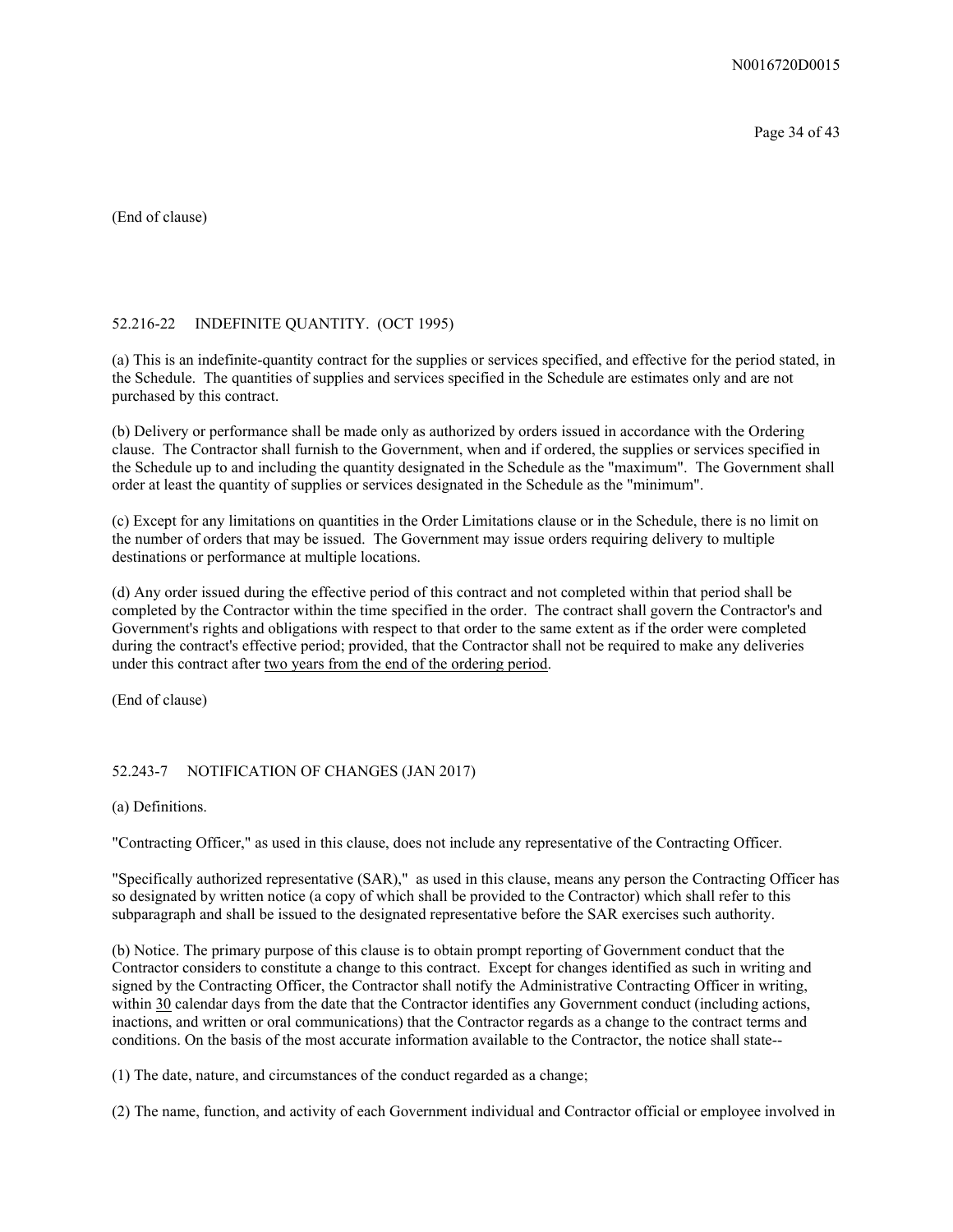(End of clause)

52.216-22 INDEFINITE QUANTITY. (OCT 1995)

(a) This is an indefinite-quantity contract for the supplies or services specified, and effective for the period stated, in the Schedule. The quantities of supplies and services specified in the Schedule are estimates only and are not purchased by this contract.

(b) Delivery or performance shall be made only as authorized by orders issued in accordance with the Ordering clause. The Contractor shall furnish to the Government, when and if ordered, the supplies or services specified in the Schedule up to and including the quantity designated in the Schedule as the "maximum". The Government shall order at least the quantity of supplies or services designated in the Schedule as the "minimum".

(c) Except for any limitations on quantities in the Order Limitations clause or in the Schedule, there is no limit on the number of orders that may be issued. The Government may issue orders requiring delivery to multiple destinations or performance at multiple locations.

(d) Any order issued during the effective period of this contract and not completed within that period shall be completed by the Contractor within the time specified in the order. The contract shall govern the Contractor's and Government's rights and obligations with respect to that order to the same extent as if the order were completed during the contract's effective period; provided, that the Contractor shall not be required to make any deliveries under this contract after two years from the end of the ordering period.

(End of clause)

52.243-7 NOTIFICATION OF CHANGES (JAN 2017)

(a) Definitions.

"Contracting Officer," as used in this clause, does not include any representative of the Contracting Officer.

"Specifically authorized representative (SAR)," as used in this clause, means any person the Contracting Officer has so designated by written notice (a copy of which shall be provided to the Contractor) which shall refer to this subparagraph and shall be issued to the designated representative before the SAR exercises such authority.

(b) Notice. The primary purpose of this clause is to obtain prompt reporting of Government conduct that the Contractor considers to constitute a change to this contract. Except for changes identified as such in writing and signed by the Contracting Officer, the Contractor shall notify the Administrative Contracting Officer in writing, within 30 calendar days from the date that the Contractor identifies any Government conduct (including actions, inactions, and written or oral communications) that the Contractor regards as a change to the contract terms and conditions. On the basis of the most accurate information available to the Contractor, the notice shall state--

(1) The date, nature, and circumstances of the conduct regarded as a change;

(2) The name, function, and activity of each Government individual and Contractor official or employee involved in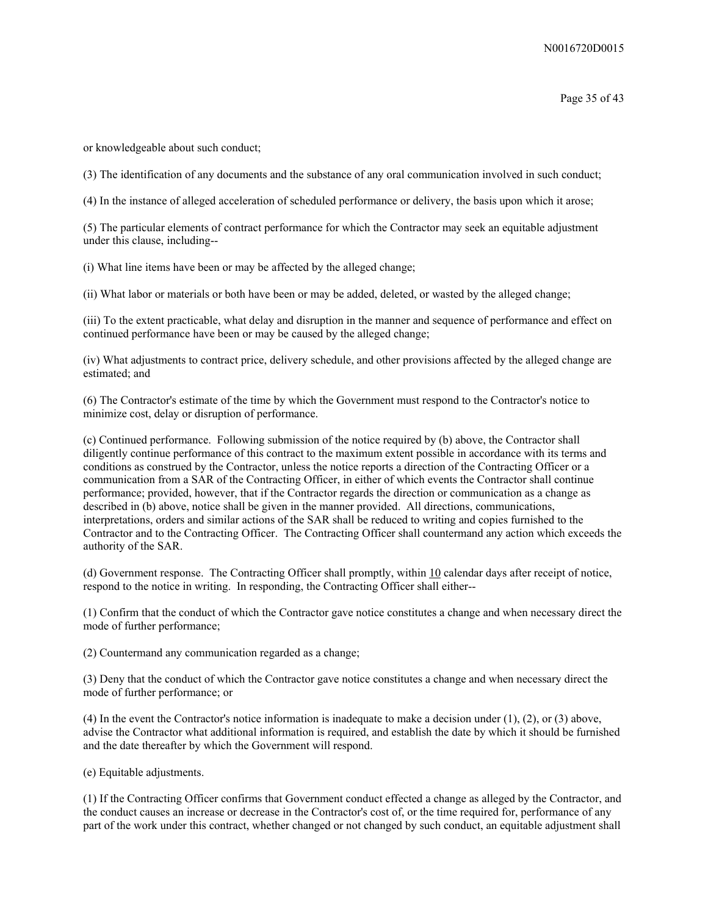or knowledgeable about such conduct;

(3) The identification of any documents and the substance of any oral communication involved in such conduct;

(4) In the instance of alleged acceleration of scheduled performance or delivery, the basis upon which it arose;

(5) The particular elements of contract performance for which the Contractor may seek an equitable adjustment under this clause, including--

(i) What line items have been or may be affected by the alleged change;

(ii) What labor or materials or both have been or may be added, deleted, or wasted by the alleged change;

(iii) To the extent practicable, what delay and disruption in the manner and sequence of performance and effect on continued performance have been or may be caused by the alleged change;

(iv) What adjustments to contract price, delivery schedule, and other provisions affected by the alleged change are estimated; and

(6) The Contractor's estimate of the time by which the Government must respond to the Contractor's notice to minimize cost, delay or disruption of performance.

(c) Continued performance. Following submission of the notice required by (b) above, the Contractor shall diligently continue performance of this contract to the maximum extent possible in accordance with its terms and conditions as construed by the Contractor, unless the notice reports a direction of the Contracting Officer or a communication from a SAR of the Contracting Officer, in either of which events the Contractor shall continue performance; provided, however, that if the Contractor regards the direction or communication as a change as described in (b) above, notice shall be given in the manner provided. All directions, communications, interpretations, orders and similar actions of the SAR shall be reduced to writing and copies furnished to the Contractor and to the Contracting Officer. The Contracting Officer shall countermand any action which exceeds the authority of the SAR.

(d) Government response. The Contracting Officer shall promptly, within 10 calendar days after receipt of notice, respond to the notice in writing. In responding, the Contracting Officer shall either--

(1) Confirm that the conduct of which the Contractor gave notice constitutes a change and when necessary direct the mode of further performance;

(2) Countermand any communication regarded as a change;

(3) Deny that the conduct of which the Contractor gave notice constitutes a change and when necessary direct the mode of further performance; or

(4) In the event the Contractor's notice information is inadequate to make a decision under (1), (2), or (3) above, advise the Contractor what additional information is required, and establish the date by which it should be furnished and the date thereafter by which the Government will respond.

(e) Equitable adjustments.

(1) If the Contracting Officer confirms that Government conduct effected a change as alleged by the Contractor, and the conduct causes an increase or decrease in the Contractor's cost of, or the time required for, performance of any part of the work under this contract, whether changed or not changed by such conduct, an equitable adjustment shall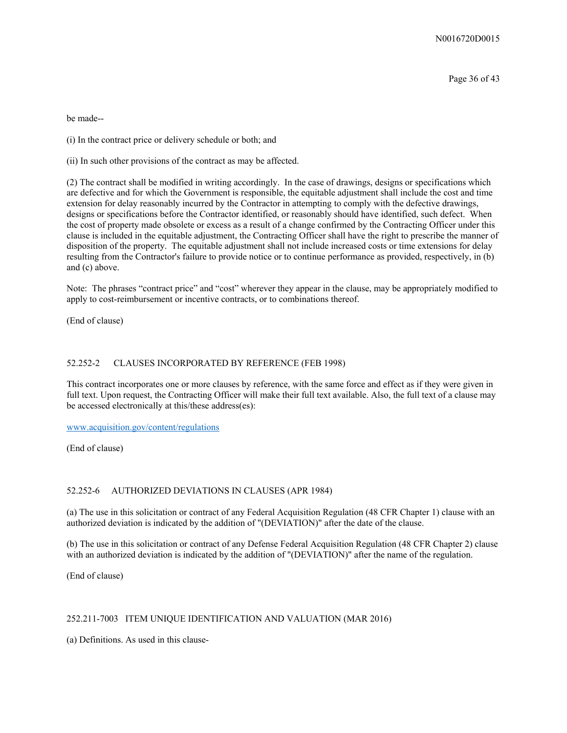be made--

(i) In the contract price or delivery schedule or both; and

(ii) In such other provisions of the contract as may be affected.

(2) The contract shall be modified in writing accordingly. In the case of drawings, designs or specifications which are defective and for which the Government is responsible, the equitable adjustment shall include the cost and time extension for delay reasonably incurred by the Contractor in attempting to comply with the defective drawings, designs or specifications before the Contractor identified, or reasonably should have identified, such defect. When the cost of property made obsolete or excess as a result of a change confirmed by the Contracting Officer under this clause is included in the equitable adjustment, the Contracting Officer shall have the right to prescribe the manner of disposition of the property. The equitable adjustment shall not include increased costs or time extensions for delay resulting from the Contractor's failure to provide notice or to continue performance as provided, respectively, in (b) and (c) above.

Note: The phrases "contract price" and "cost" wherever they appear in the clause, may be appropriately modified to apply to cost-reimbursement or incentive contracts, or to combinations thereof.

(End of clause)

## 52.252-2 CLAUSES INCORPORATED BY REFERENCE (FEB 1998)

This contract incorporates one or more clauses by reference, with the same force and effect as if they were given in full text. Upon request, the Contracting Officer will make their full text available. Also, the full text of a clause may be accessed electronically at this/these address(es):

www.acquisition.gov/content/regulations

(End of clause)

## 52.252-6 AUTHORIZED DEVIATIONS IN CLAUSES (APR 1984)

(a) The use in this solicitation or contract of any Federal Acquisition Regulation (48 CFR Chapter 1) clause with an authorized deviation is indicated by the addition of "(DEVIATION)" after the date of the clause.

(b) The use in this solicitation or contract of any Defense Federal Acquisition Regulation (48 CFR Chapter 2) clause with an authorized deviation is indicated by the addition of "(DEVIATION)" after the name of the regulation.

(End of clause)

## 252.211-7003 ITEM UNIQUE IDENTIFICATION AND VALUATION (MAR 2016)

(a) Definitions. As used in this clause-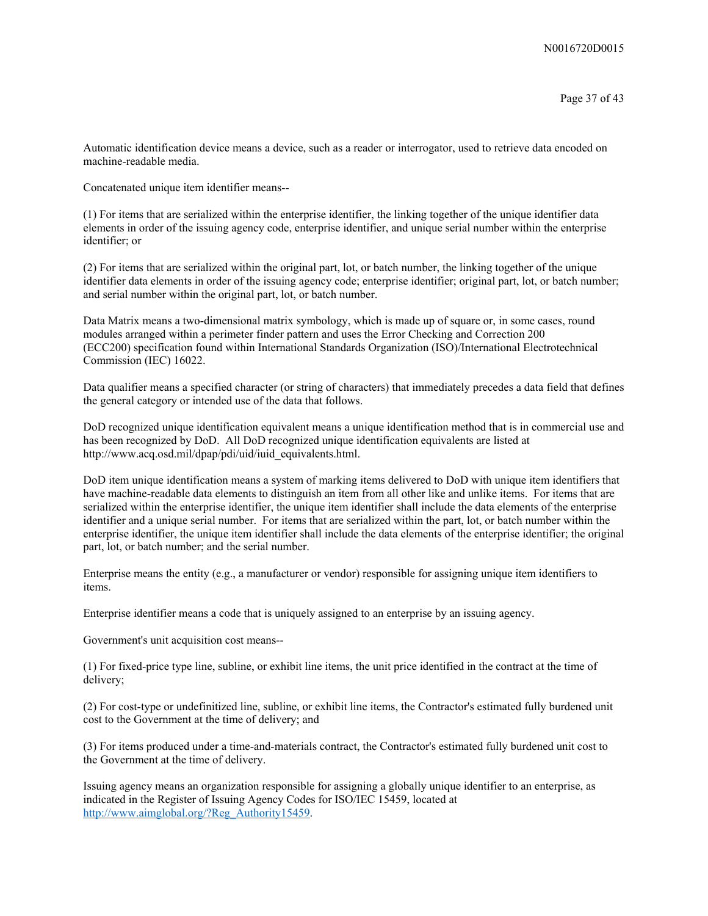Automatic identification device means a device, such as a reader or interrogator, used to retrieve data encoded on machine-readable media.

Concatenated unique item identifier means--

(1) For items that are serialized within the enterprise identifier, the linking together of the unique identifier data elements in order of the issuing agency code, enterprise identifier, and unique serial number within the enterprise identifier; or

(2) For items that are serialized within the original part, lot, or batch number, the linking together of the unique identifier data elements in order of the issuing agency code; enterprise identifier; original part, lot, or batch number; and serial number within the original part, lot, or batch number.

Data Matrix means a two-dimensional matrix symbology, which is made up of square or, in some cases, round modules arranged within a perimeter finder pattern and uses the Error Checking and Correction 200 (ECC200) specification found within International Standards Organization (ISO)/International Electrotechnical Commission (IEC) 16022.

Data qualifier means a specified character (or string of characters) that immediately precedes a data field that defines the general category or intended use of the data that follows.

DoD recognized unique identification equivalent means a unique identification method that is in commercial use and has been recognized by DoD. All DoD recognized unique identification equivalents are listed at http://www.acq.osd.mil/dpap/pdi/uid/iuid_equivalents.html.

DoD item unique identification means a system of marking items delivered to DoD with unique item identifiers that have machine-readable data elements to distinguish an item from all other like and unlike items. For items that are serialized within the enterprise identifier, the unique item identifier shall include the data elements of the enterprise identifier and a unique serial number. For items that are serialized within the part, lot, or batch number within the enterprise identifier, the unique item identifier shall include the data elements of the enterprise identifier; the original part, lot, or batch number; and the serial number.

Enterprise means the entity (e.g., a manufacturer or vendor) responsible for assigning unique item identifiers to items.

Enterprise identifier means a code that is uniquely assigned to an enterprise by an issuing agency.

Government's unit acquisition cost means--

(1) For fixed-price type line, subline, or exhibit line items, the unit price identified in the contract at the time of delivery;

(2) For cost-type or undefinitized line, subline, or exhibit line items, the Contractor's estimated fully burdened unit cost to the Government at the time of delivery; and

(3) For items produced under a time-and-materials contract, the Contractor's estimated fully burdened unit cost to the Government at the time of delivery.

Issuing agency means an organization responsible for assigning a globally unique identifier to an enterprise, as indicated in the Register of Issuing Agency Codes for ISO/IEC 15459, located at [http://www.aimglobal.org/?Reg_Authority15459](http://www.aimglobal.org/?Reg_Authority15459).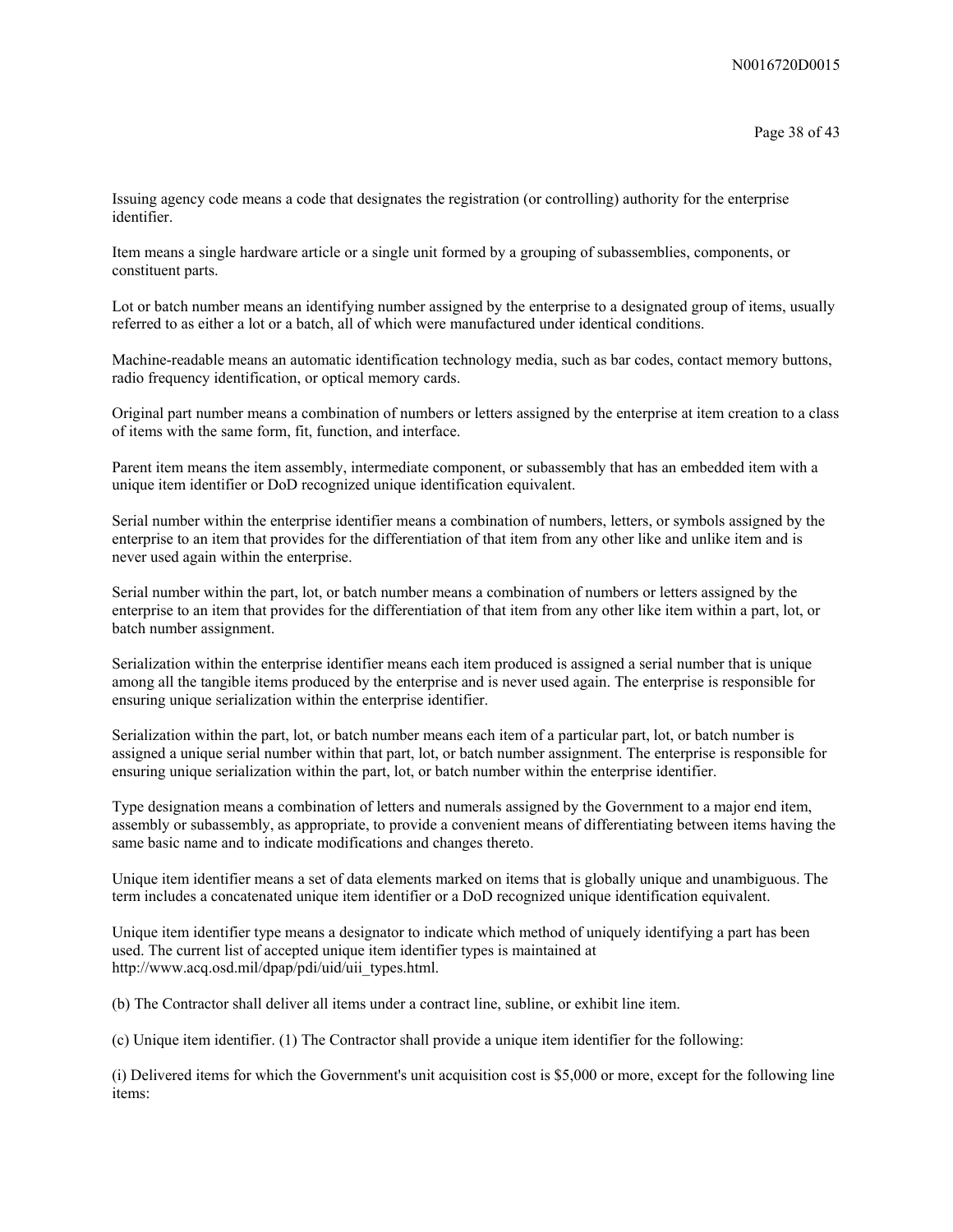Issuing agency code means a code that designates the registration (or controlling) authority for the enterprise identifier.

Item means a single hardware article or a single unit formed by a grouping of subassemblies, components, or constituent parts.

Lot or batch number means an identifying number assigned by the enterprise to a designated group of items, usually referred to as either a lot or a batch, all of which were manufactured under identical conditions.

Machine-readable means an automatic identification technology media, such as bar codes, contact memory buttons, radio frequency identification, or optical memory cards.

Original part number means a combination of numbers or letters assigned by the enterprise at item creation to a class of items with the same form, fit, function, and interface.

Parent item means the item assembly, intermediate component, or subassembly that has an embedded item with a unique item identifier or DoD recognized unique identification equivalent.

Serial number within the enterprise identifier means a combination of numbers, letters, or symbols assigned by the enterprise to an item that provides for the differentiation of that item from any other like and unlike item and is never used again within the enterprise.

Serial number within the part, lot, or batch number means a combination of numbers or letters assigned by the enterprise to an item that provides for the differentiation of that item from any other like item within a part, lot, or batch number assignment.

Serialization within the enterprise identifier means each item produced is assigned a serial number that is unique among all the tangible items produced by the enterprise and is never used again. The enterprise is responsible for ensuring unique serialization within the enterprise identifier.

Serialization within the part, lot, or batch number means each item of a particular part, lot, or batch number is assigned a unique serial number within that part, lot, or batch number assignment. The enterprise is responsible for ensuring unique serialization within the part, lot, or batch number within the enterprise identifier.

Type designation means a combination of letters and numerals assigned by the Government to a major end item, assembly or subassembly, as appropriate, to provide a convenient means of differentiating between items having the same basic name and to indicate modifications and changes thereto.

Unique item identifier means a set of data elements marked on items that is globally unique and unambiguous. The term includes a concatenated unique item identifier or a DoD recognized unique identification equivalent.

Unique item identifier type means a designator to indicate which method of uniquely identifying a part has been used. The current list of accepted unique item identifier types is maintained at http://www.acq.osd.mil/dpap/pdi/uid/uii_types.html.

(b) The Contractor shall deliver all items under a contract line, subline, or exhibit line item.

(c) Unique item identifier. (1) The Contractor shall provide a unique item identifier for the following:

(i) Delivered items for which the Government's unit acquisition cost is $5,000 or more, except for the following line items: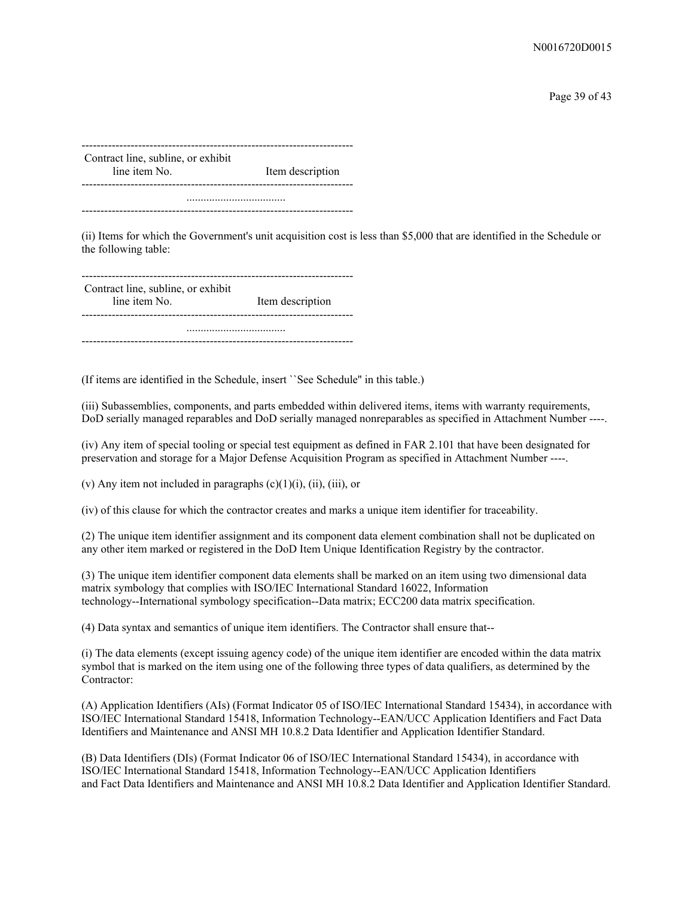| Contract line, subline, or exhibit line item No. | Item description |
|---|---|
| .................................. | |

(ii) Items for which the Government's unit acquisition cost is less than $5,000 that are identified in the Schedule or the following table:

| Contract line, subline, or exhibit line item No. | Item description |
|---|---|
| .................................. | |

(If items are identified in the Schedule, insert ``See Schedule'' in this table.)

(iii) Subassemblies, components, and parts embedded within delivered items, items with warranty requirements, DoD serially managed reparables and DoD serially managed nonreparables as specified in Attachment Number ----.

(iv) Any item of special tooling or special test equipment as defined in FAR 2.101 that have been designated for preservation and storage for a Major Defense Acquisition Program as specified in Attachment Number ----.

(v) Any item not included in paragraphs (c)(1)(i), (ii), (iii), or

(iv) of this clause for which the contractor creates and marks a unique item identifier for traceability.

(2) The unique item identifier assignment and its component data element combination shall not be duplicated on any other item marked or registered in the DoD Item Unique Identification Registry by the contractor.

(3) The unique item identifier component data elements shall be marked on an item using two dimensional data matrix symbology that complies with ISO/IEC International Standard 16022, Information technology--International symbology specification--Data matrix; ECC200 data matrix specification.

(4) Data syntax and semantics of unique item identifiers. The Contractor shall ensure that--

(i) The data elements (except issuing agency code) of the unique item identifier are encoded within the data matrix symbol that is marked on the item using one of the following three types of data qualifiers, as determined by the Contractor:

(A) Application Identifiers (AIs) (Format Indicator 05 of ISO/IEC International Standard 15434), in accordance with ISO/IEC International Standard 15418, Information Technology--EAN/UCC Application Identifiers and Fact Data Identifiers and Maintenance and ANSI MH 10.8.2 Data Identifier and Application Identifier Standard.

(B) Data Identifiers (DIs) (Format Indicator 06 of ISO/IEC International Standard 15434), in accordance with ISO/IEC International Standard 15418, Information Technology--EAN/UCC Application Identifiers and Fact Data Identifiers and Maintenance and ANSI MH 10.8.2 Data Identifier and Application Identifier Standard.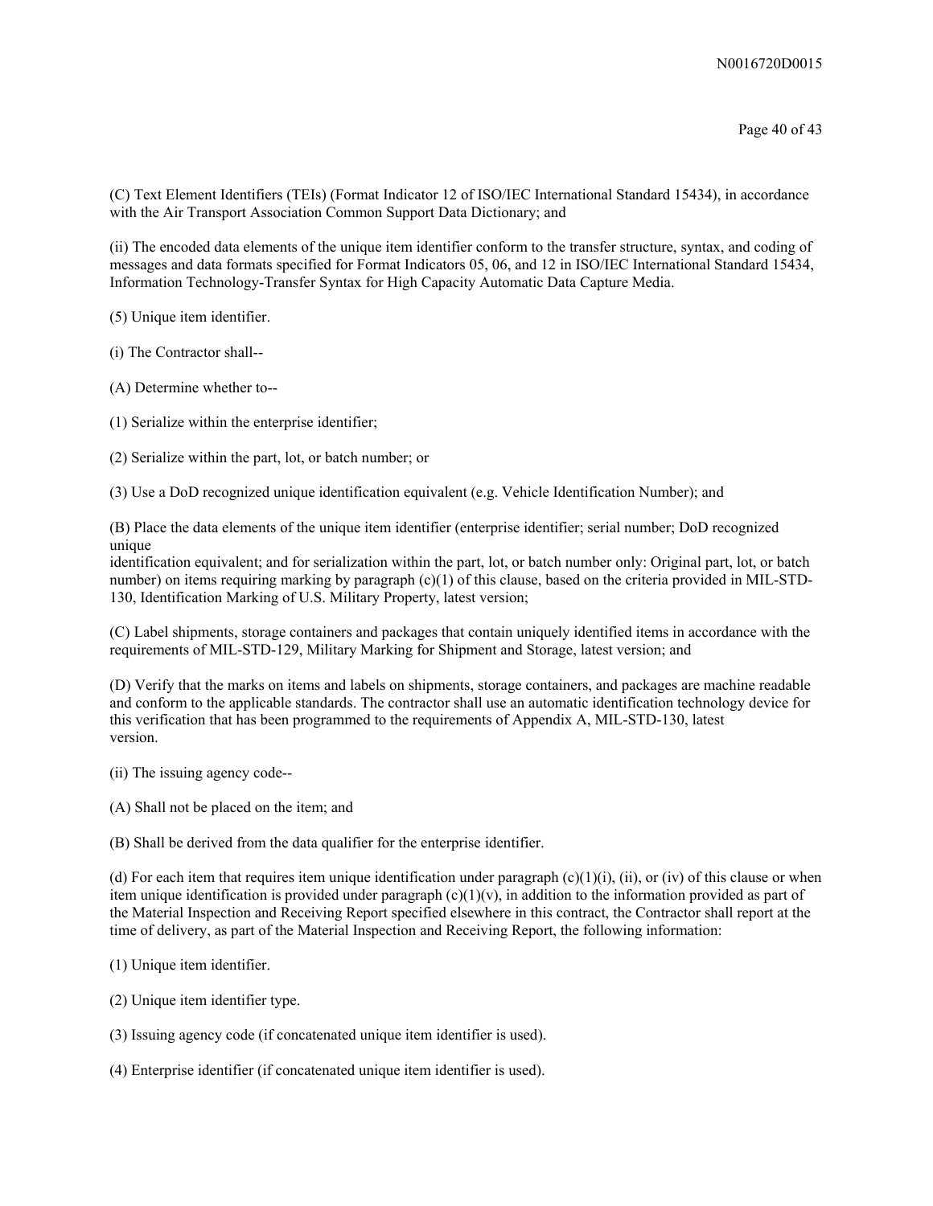(C) Text Element Identifiers (TEIs) (Format Indicator 12 of ISO/IEC International Standard 15434), in accordance with the Air Transport Association Common Support Data Dictionary; and

(ii) The encoded data elements of the unique item identifier conform to the transfer structure, syntax, and coding of messages and data formats specified for Format Indicators 05, 06, and 12 in ISO/IEC International Standard 15434, Information Technology-Transfer Syntax for High Capacity Automatic Data Capture Media.

(5) Unique item identifier.

(i) The Contractor shall--

(A) Determine whether to--

(1) Serialize within the enterprise identifier;

(2) Serialize within the part, lot, or batch number; or

(3) Use a DoD recognized unique identification equivalent (e.g. Vehicle Identification Number); and

(B) Place the data elements of the unique item identifier (enterprise identifier; serial number; DoD recognized unique identification equivalent; and for serialization within the part, lot, or batch number only: Original part, lot, or batch number) on items requiring marking by paragraph (c)(1) of this clause, based on the criteria provided in MIL-STD-130, Identification Marking of U.S. Military Property, latest version;

(C) Label shipments, storage containers and packages that contain uniquely identified items in accordance with the requirements of MIL-STD-129, Military Marking for Shipment and Storage, latest version; and

(D) Verify that the marks on items and labels on shipments, storage containers, and packages are machine readable and conform to the applicable standards. The contractor shall use an automatic identification technology device for this verification that has been programmed to the requirements of Appendix A, MIL-STD-130, latest version.

(ii) The issuing agency code--

(A) Shall not be placed on the item; and

(B) Shall be derived from the data qualifier for the enterprise identifier.

(d) For each item that requires item unique identification under paragraph (c)(1)(i), (ii), or (iv) of this clause or when item unique identification is provided under paragraph (c)(1)(v), in addition to the information provided as part of the Material Inspection and Receiving Report specified elsewhere in this contract, the Contractor shall report at the time of delivery, as part of the Material Inspection and Receiving Report, the following information:

(1) Unique item identifier.

(2) Unique item identifier type.

(3) Issuing agency code (if concatenated unique item identifier is used).

(4) Enterprise identifier (if concatenated unique item identifier is used).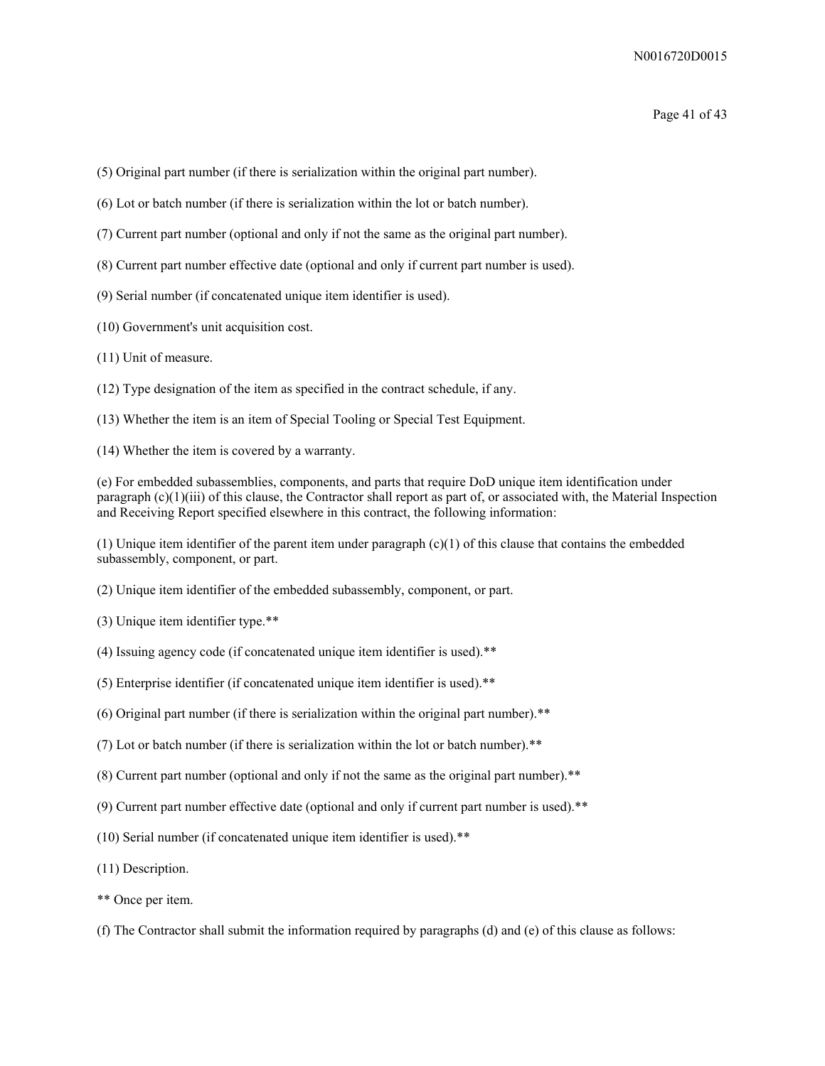(5) Original part number (if there is serialization within the original part number).

(6) Lot or batch number (if there is serialization within the lot or batch number).

(7) Current part number (optional and only if not the same as the original part number).

(8) Current part number effective date (optional and only if current part number is used).

(9) Serial number (if concatenated unique item identifier is used).

(10) Government's unit acquisition cost.

(11) Unit of measure.

(12) Type designation of the item as specified in the contract schedule, if any.

(13) Whether the item is an item of Special Tooling or Special Test Equipment.

(14) Whether the item is covered by a warranty.

(e) For embedded subassemblies, components, and parts that require DoD unique item identification under paragraph (c)(1)(iii) of this clause, the Contractor shall report as part of, or associated with, the Material Inspection and Receiving Report specified elsewhere in this contract, the following information:

(1) Unique item identifier of the parent item under paragraph (c)(1) of this clause that contains the embedded subassembly, component, or part.

(2) Unique item identifier of the embedded subassembly, component, or part.

(3) Unique item identifier type.**

(4) Issuing agency code (if concatenated unique item identifier is used).**

(5) Enterprise identifier (if concatenated unique item identifier is used).**

(6) Original part number (if there is serialization within the original part number).**

(7) Lot or batch number (if there is serialization within the lot or batch number).**

(8) Current part number (optional and only if not the same as the original part number).**

(9) Current part number effective date (optional and only if current part number is used).**

(10) Serial number (if concatenated unique item identifier is used).**

(11) Description.

** Once per item.

(f) The Contractor shall submit the information required by paragraphs (d) and (e) of this clause as follows: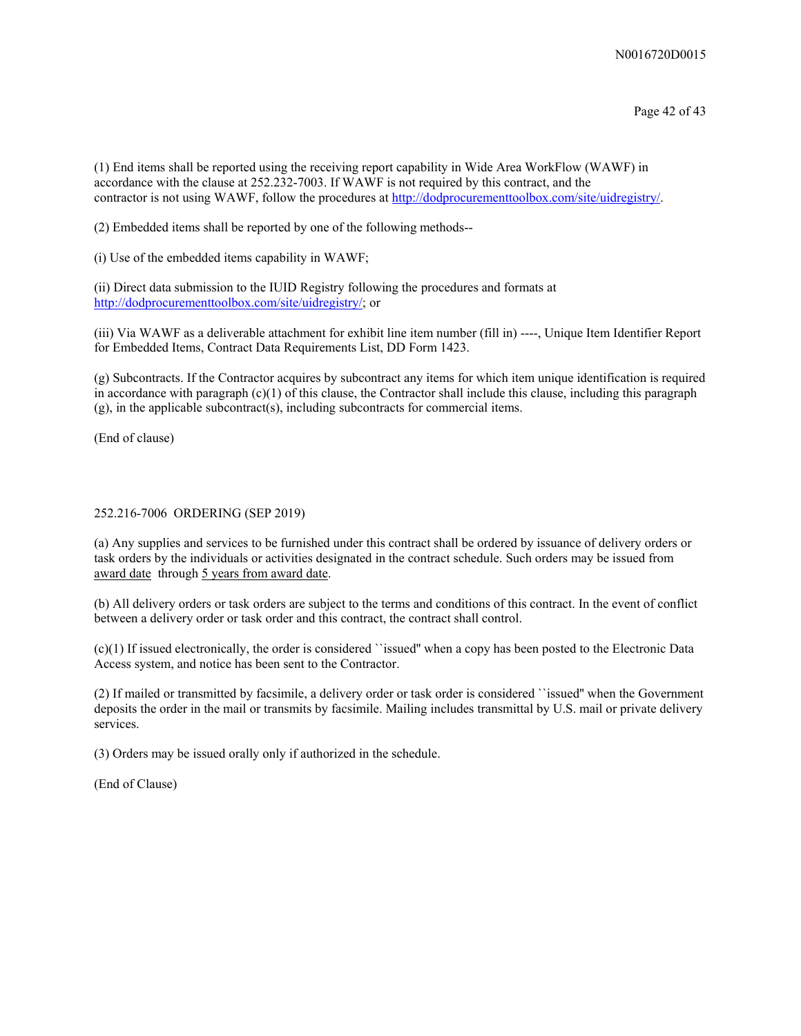(1) End items shall be reported using the receiving report capability in Wide Area WorkFlow (WAWF) in accordance with the clause at 252.232-7003. If WAWF is not required by this contract, and the contractor is not using WAWF, follow the procedures at http://dodprocurementtoolbox.com/site/uidregistry/.

(2) Embedded items shall be reported by one of the following methods--

(i) Use of the embedded items capability in WAWF;

(ii) Direct data submission to the IUID Registry following the procedures and formats at http://dodprocurementtoolbox.com/site/uidregistry/; or

(iii) Via WAWF as a deliverable attachment for exhibit line item number (fill in) ----, Unique Item Identifier Report for Embedded Items, Contract Data Requirements List, DD Form 1423.

(g) Subcontracts. If the Contractor acquires by subcontract any items for which item unique identification is required in accordance with paragraph (c)(1) of this clause, the Contractor shall include this clause, including this paragraph (g), in the applicable subcontract(s), including subcontracts for commercial items.

(End of clause)

252.216-7006 ORDERING (SEP 2019)

(a) Any supplies and services to be furnished under this contract shall be ordered by issuance of delivery orders or task orders by the individuals or activities designated in the contract schedule. Such orders may be issued from award date through 5 years from award date.

(b) All delivery orders or task orders are subject to the terms and conditions of this contract. In the event of conflict between a delivery order or task order and this contract, the contract shall control.

(c)(1) If issued electronically, the order is considered ``issued'' when a copy has been posted to the Electronic Data Access system, and notice has been sent to the Contractor.

(2) If mailed or transmitted by facsimile, a delivery order or task order is considered ``issued'' when the Government deposits the order in the mail or transmits by facsimile. Mailing includes transmittal by U.S. mail or private delivery services.

(3) Orders may be issued orally only if authorized in the schedule.

(End of Clause)